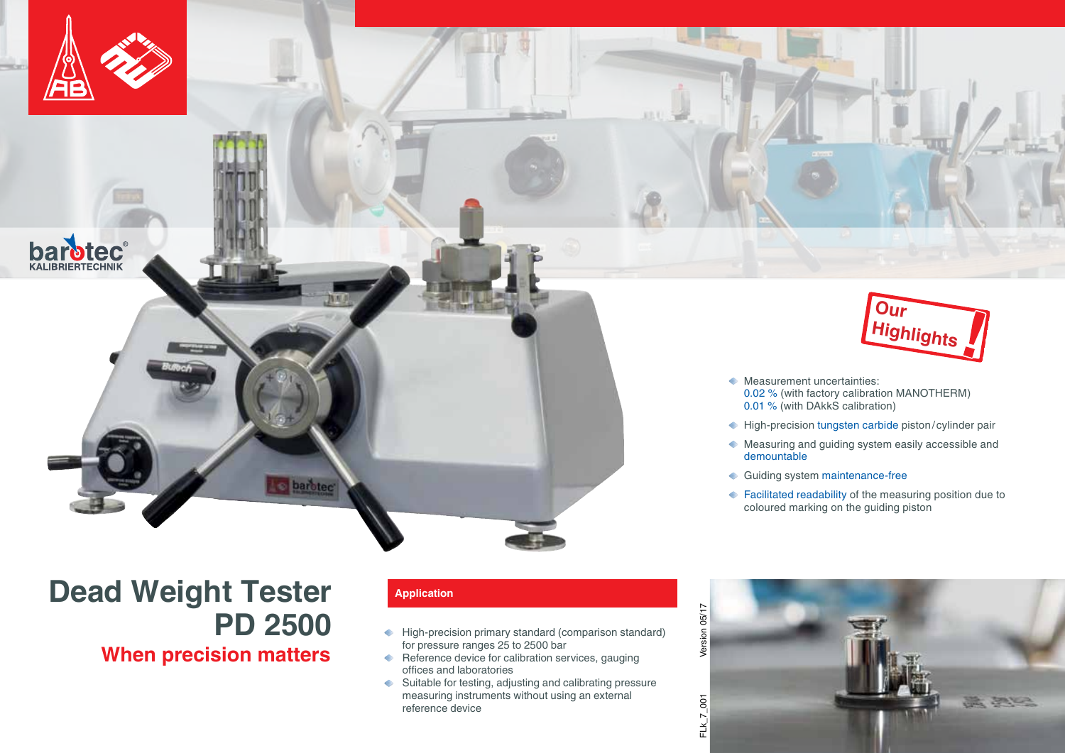barotec®
KALIBRIERTECHNIK

# Dead Weight Tester PD 2500

## When precision matters

## Our Highlights!

- Measurement uncertainties:
  0.02 % (with factory calibration MANOTHERM)
  0.01 % (with DAkkS calibration)
- High-precision tungsten carbide piston/cylinder pair
- Measuring and guiding system easily accessible and demountable
- Guiding system maintenance-free
- Facilitated readability of the measuring position due to coloured marking on the guiding piston

## Application

- High-precision primary standard (comparison standard) for pressure ranges 25 to 2500 bar
- Reference device for calibration services, gauging offices and laboratories
- Suitable for testing, adjusting and calibrating pressure measuring instruments without using an external reference device

Version 05/17

FLk_7_001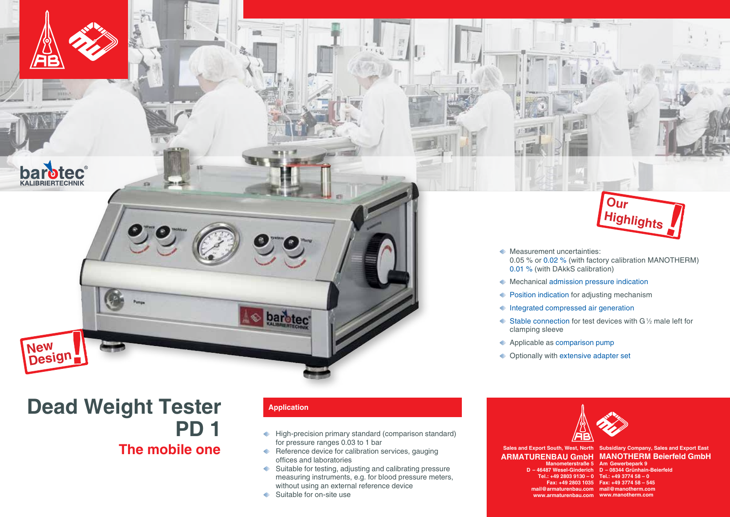barotec®
KALIBRIERTECHNIK

New Design!

Our Highlights!

- Measurement uncertainties:
  0.05 % or 0.02 % (with factory calibration MANOTHERM)
  0.01 % (with DAkkS calibration)
- Mechanical admission pressure indication
- Position indication for adjusting mechanism
- Integrated compressed air generation
- Stable connection for test devices with G ½ male left for clamping sleeve
- Applicable as comparison pump
- Optionally with extensive adapter set

# Dead Weight Tester PD 1

## The mobile one

### Application

- High-precision primary standard (comparison standard) for pressure ranges 0.03 to 1 bar
- Reference device for calibration services, gauging offices and laboratories
- Suitable for testing, adjusting and calibrating pressure measuring instruments, e.g. for blood pressure meters, without using an external reference device
- Suitable for on-site use

Sales and Export South, West, North
**ARMATURENBAU GmbH**
Manometerstraße 5
D – 46487 Wesel-Ginderich
Tel.: +49 2803 9130 – 0
Fax: +49 2803 1035
mail@armaturenbau.com
www.armaturenbau.com

Subsidiary Company, Sales and Export East
**MANOTHERM Beierfeld GmbH**
Am Gewerbepark 9
D – 08344 Grünhain-Beierfeld
Tel.: +49 3774 58 – 0
Fax: +49 3774 58 – 545
mail@manotherm.com
www.manotherm.com